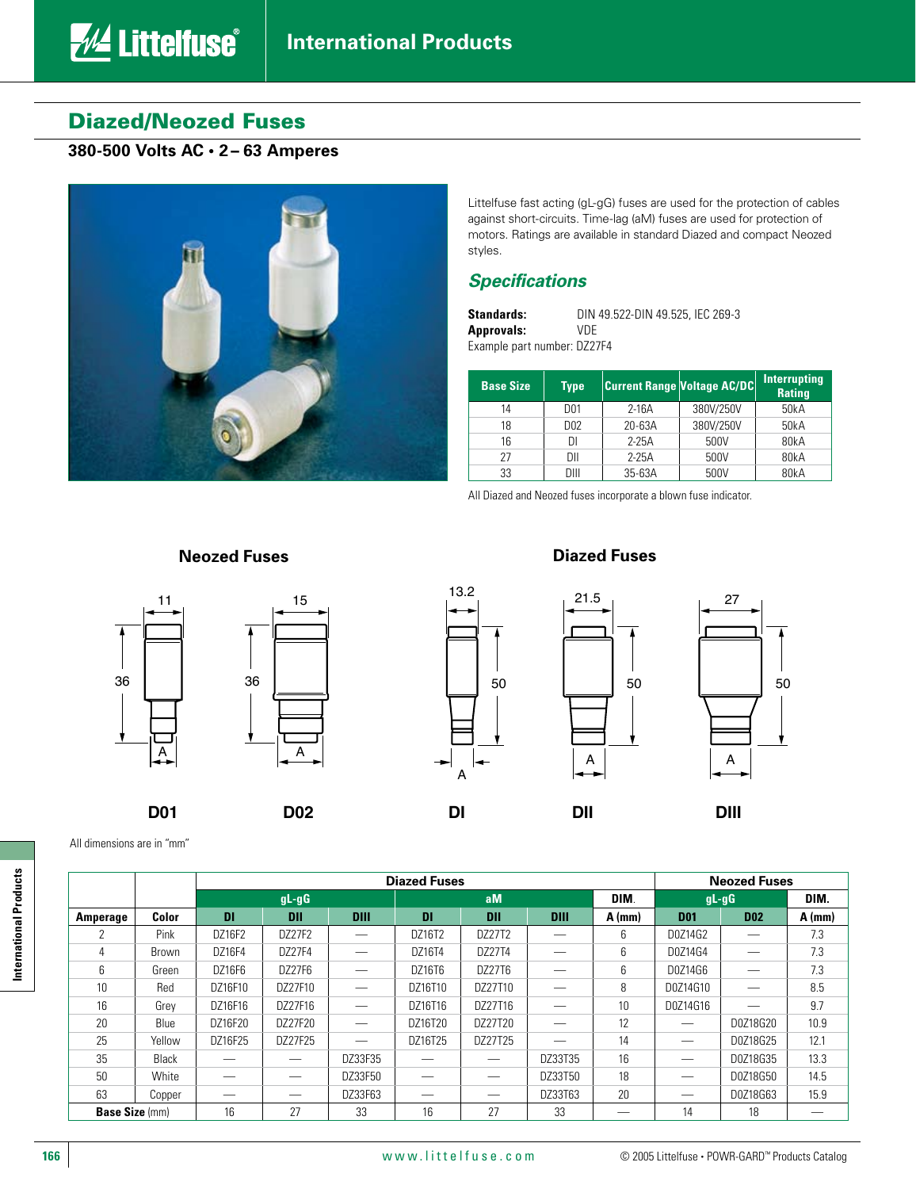## Diazed/Neozed Fuses

### 380-500 Volts AC • 2 – 63 Amperes

Littelfuse fast acting (gL-gG) fuses are used for the protection of cables against short-circuits. Time-lag (aM) fuses are used for protection of motors. Ratings are available in standard Diazed and compact Neozed styles.

### *Specifications*

**Standards:** DIN 49.522-DIN 49.525, IEC 269-3
**Approvals:** VDE
Example part number: DZ27F4

| Base Size | Type | Current Range | Voltage AC/DC | Interrupting Rating |
|---|---|---|---|---|
| 14 | D01 | 2-16A | 380V/250V | 50kA |
| 18 | D02 | 20-63A | 380V/250V | 50kA |
| 16 | DI | 2-25A | 500V | 80kA |
| 27 | DII | 2-25A | 500V | 80kA |
| 33 | DIII | 35-63A | 500V | 80kA |

All Diazed and Neozed fuses incorporate a blown fuse indicator.

**Neozed Fuses** — D01 (11 × 36, A), D02 (15 × 36, A)

**Diazed Fuses** — DI (13.2 × 50, A), DII (21.5 × 50, A), DIII (27 × 50, A)

All dimensions are in "mm"

| | | Diazed Fuses | | | | | | | Neozed Fuses | | |
|---|---|---|---|---|---|---|---|---|---|---|---|
| | | gL-gG | | | aM | | | DIM. | gL-gG | | DIM. |
| Amperage | Color | DI | DII | DIII | DI | DII | DIII | A (mm) | D01 | D02 | A (mm) |
| 2 | Pink | DZ16F2 | DZ27F2 | — | DZ16T2 | DZ27T2 | — | 6 | D0Z14G2 | — | 7.3 |
| 4 | Brown | DZ16F4 | DZ27F4 | — | DZ16T4 | DZ27T4 | — | 6 | D0Z14G4 | — | 7.3 |
| 6 | Green | DZ16F6 | DZ27F6 | — | DZ16T6 | DZ27T6 | — | 6 | D0Z14G6 | — | 7.3 |
| 10 | Red | DZ16F10 | DZ27F10 | — | DZ16T10 | DZ27T10 | — | 8 | D0Z14G10 | — | 8.5 |
| 16 | Grey | DZ16F16 | DZ27F16 | — | DZ16T16 | DZ27T16 | — | 10 | D0Z14G16 | — | 9.7 |
| 20 | Blue | DZ16F20 | DZ27F20 | — | DZ16T20 | DZ27T20 | — | 12 | — | D0Z18G20 | 10.9 |
| 25 | Yellow | DZ16F25 | DZ27F25 | — | DZ16T25 | DZ27T25 | — | 14 | — | D0Z18G25 | 12.1 |
| 35 | Black | — | — | DZ33F35 | — | — | DZ33T35 | 16 | — | D0Z18G35 | 13.3 |
| 50 | White | — | — | DZ33F50 | — | — | DZ33T50 | 18 | — | D0Z18G50 | 14.5 |
| 63 | Copper | — | — | DZ33F63 | — | — | DZ33T63 | 20 | — | D0Z18G63 | 15.9 |
| **Base Size** (mm) | | 16 | 27 | 33 | 16 | 27 | 33 | — | 14 | 18 | — |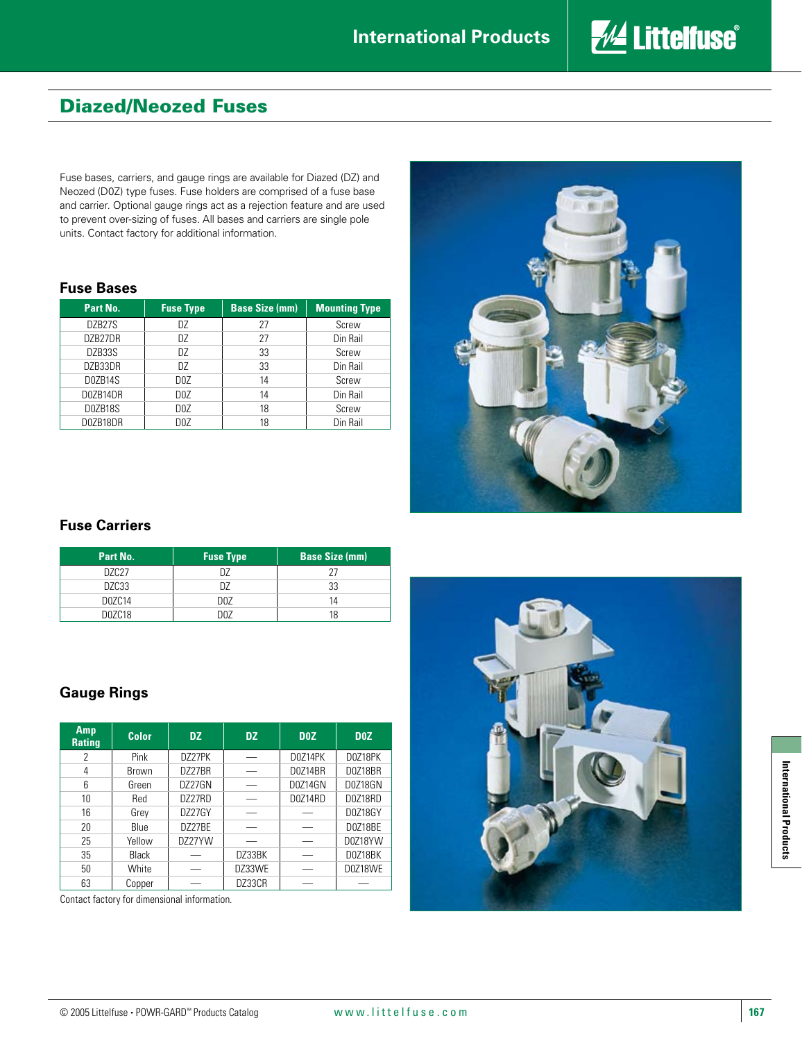## Diazed/Neozed Fuses

Fuse bases, carriers, and gauge rings are available for Diazed (DZ) and Neozed (D0Z) type fuses. Fuse holders are comprised of a fuse base and carrier. Optional gauge rings act as a rejection feature and are used to prevent over-sizing of fuses. All bases and carriers are single pole units. Contact factory for additional information.

### Fuse Bases

| Part No. | Fuse Type | Base Size (mm) | Mounting Type |
|---|---|---|---|
| DZB27S | DZ | 27 | Screw |
| DZB27DR | DZ | 27 | Din Rail |
| DZB33S | DZ | 33 | Screw |
| DZB33DR | DZ | 33 | Din Rail |
| D0ZB14S | D0Z | 14 | Screw |
| D0ZB14DR | D0Z | 14 | Din Rail |
| D0ZB18S | D0Z | 18 | Screw |
| D0ZB18DR | D0Z | 18 | Din Rail |

### Fuse Carriers

| Part No. | Fuse Type | Base Size (mm) |
|---|---|---|
| DZC27 | DZ | 27 |
| DZC33 | DZ | 33 |
| D0ZC14 | D0Z | 14 |
| D0ZC18 | D0Z | 18 |

### Gauge Rings

| Amp Rating | Color | DZ | DZ | D0Z | D0Z |
|---|---|---|---|---|---|
| 2 | Pink | DZ27PK | — | D0Z14PK | D0Z18PK |
| 4 | Brown | DZ27BR | — | D0Z14BR | D0Z18BR |
| 6 | Green | DZ27GN | — | D0Z14GN | D0Z18GN |
| 10 | Red | DZ27RD | — | D0Z14RD | D0Z18RD |
| 16 | Grey | DZ27GY | — | — | D0Z18GY |
| 20 | Blue | DZ27BE | — | — | D0Z18BE |
| 25 | Yellow | DZ27YW | — | — | D0Z18YW |
| 35 | Black | — | DZ33BK | — | D0Z18BK |
| 50 | White | — | DZ33WE | — | D0Z18WE |
| 63 | Copper | — | DZ33CR | — | — |

Contact factory for dimensional information.